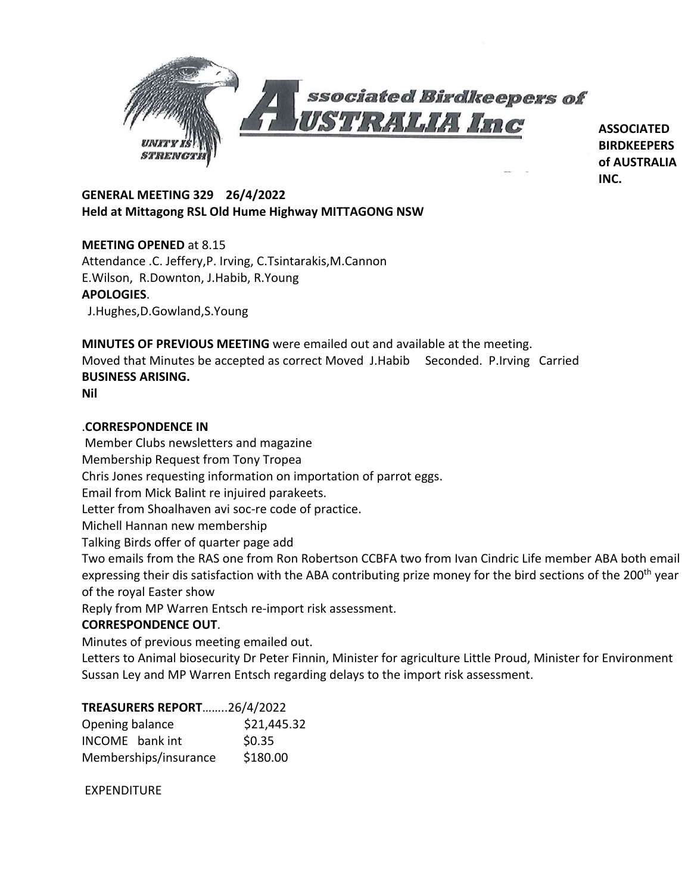**ASSOCIATED BIRDKEEPERS of AUSTRALIA INC.**

**GENERAL MEETING 329 26/4/2022**
**Held at Mittagong RSL Old Hume Highway MITTAGONG NSW**

**MEETING OPENED** at 8.15
Attendance .C. Jeffery,P. Irving, C.Tsintarakis,M.Cannon
E.Wilson, R.Downton, J.Habib, R.Young
**APOLOGIES**.
J.Hughes,D.Gowland,S.Young

**MINUTES OF PREVIOUS MEETING** were emailed out and available at the meeting.
Moved that Minutes be accepted as correct Moved J.Habib Seconded. P.Irving Carried
**BUSINESS ARISING.**
**Nil**

.**CORRESPONDENCE IN**
Member Clubs newsletters and magazine
Membership Request from Tony Tropea
Chris Jones requesting information on importation of parrot eggs.
Email from Mick Balint re injuired parakeets.
Letter from Shoalhaven avi soc-re code of practice.
Michell Hannan new membership
Talking Birds offer of quarter page add
Two emails from the RAS one from Ron Robertson CCBFA two from Ivan Cindric Life member ABA both email expressing their dis satisfaction with the ABA contributing prize money for the bird sections of the 200th year of the royal Easter show
Reply from MP Warren Entsch re-import risk assessment.
**CORRESPONDENCE OUT**.
Minutes of previous meeting emailed out.
Letters to Animal biosecurity Dr Peter Finnin, Minister for agriculture Little Proud, Minister for Environment Sussan Ley and MP Warren Entsch regarding delays to the import risk assessment.

**TREASURERS REPORT**……..26/4/2022

| | |
|---|---|
| Opening balance | $21,445.32 |
| INCOME bank int | $0.35 |
| Memberships/insurance | $180.00 |

EXPENDITURE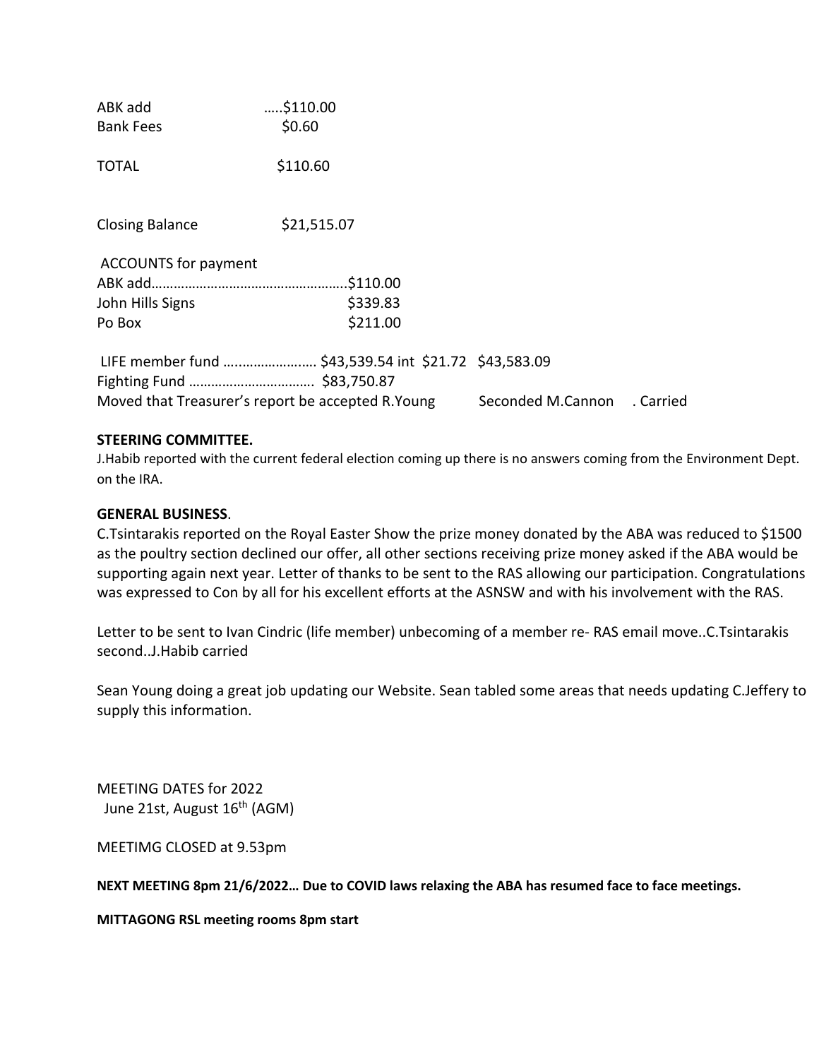ABK add …..$110.00
Bank Fees $0.60

TOTAL $110.60

Closing Balance $21,515.07

ACCOUNTS for payment
ABK add……………………………………………..$110.00
John Hills Signs $339.83
Po Box $211.00

LIFE member fund …..………………. $43,539.54 int $21.72 $43,583.09
Fighting Fund ……………………………. $83,750.87
Moved that Treasurer's report be accepted R.Young Seconded M.Cannon . Carried

**STEERING COMMITTEE.**

J.Habib reported with the current federal election coming up there is no answers coming from the Environment Dept. on the IRA.

**GENERAL BUSINESS**.

C.Tsintarakis reported on the Royal Easter Show the prize money donated by the ABA was reduced to $1500 as the poultry section declined our offer, all other sections receiving prize money asked if the ABA would be supporting again next year. Letter of thanks to be sent to the RAS allowing our participation. Congratulations was expressed to Con by all for his excellent efforts at the ASNSW and with his involvement with the RAS.

Letter to be sent to Ivan Cindric (life member) unbecoming of a member re- RAS email move..C.Tsintarakis second..J.Habib carried

Sean Young doing a great job updating our Website. Sean tabled some areas that needs updating C.Jeffery to supply this information.

MEETING DATES for 2022
June 21st, August 16th (AGM)

MEETIMG CLOSED at 9.53pm

**NEXT MEETING 8pm 21/6/2022… Due to COVID laws relaxing the ABA has resumed face to face meetings.**

**MITTAGONG RSL meeting rooms 8pm start**